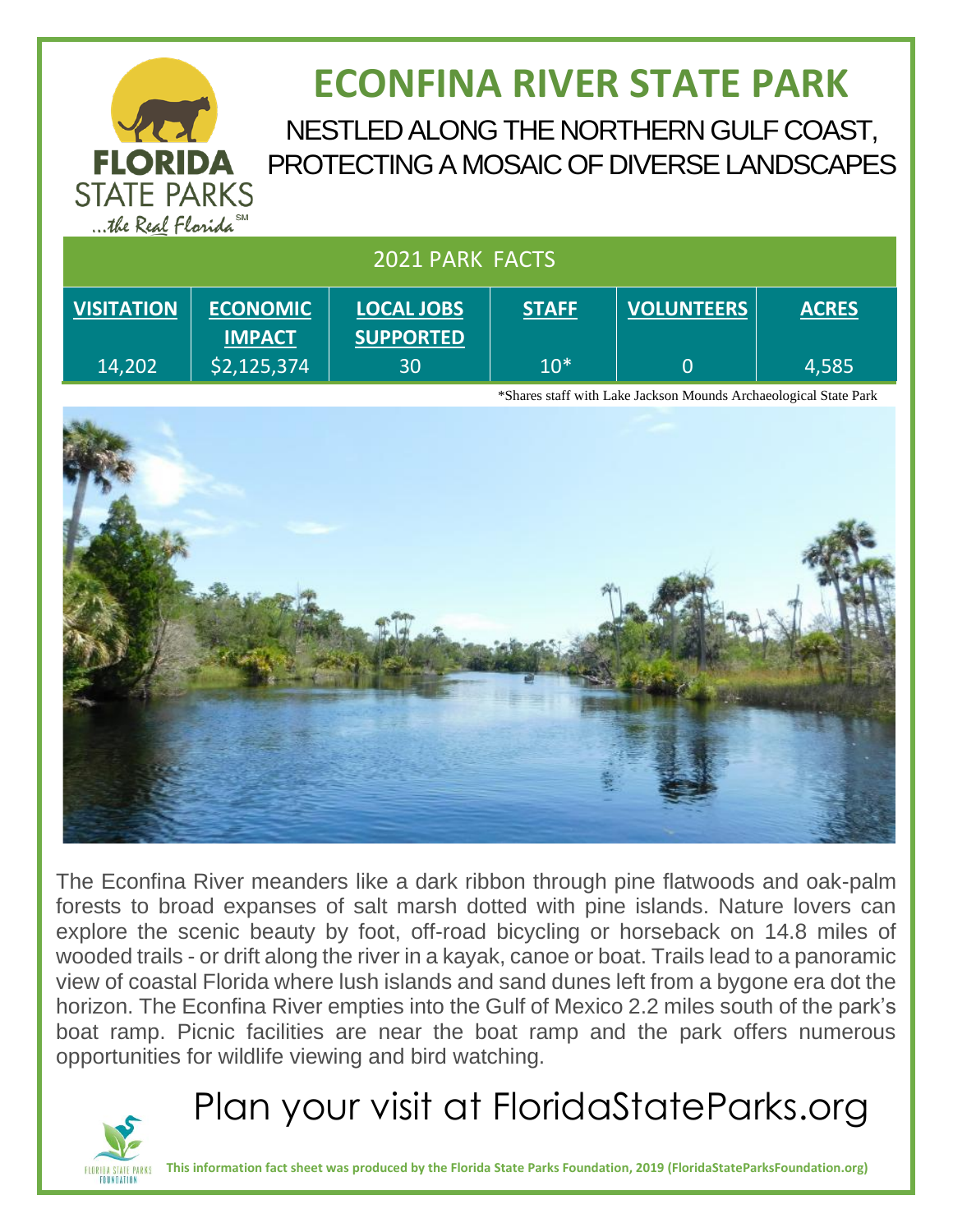# ECONFINA RIVER STATE PARK

## NESTLED ALONG THE NORTHERN GULF COAST, PROTECTING A MOSAIC OF DIVERSE LANDSCAPES

FLORIDA STATE PARKS ...the Real Florida℠

| 2021 PARK FACTS | | | | | |
|---|---|---|---|---|---|
| **VISITATION** | **ECONOMIC IMPACT** | **LOCAL JOBS SUPPORTED** | **STAFF** | **VOLUNTEERS** | **ACRES** |
| 14,202 | $2,125,374 | 30 | 10* | 0 | 4,585 |

*Shares staff with Lake Jackson Mounds Archaeological State Park

The Econfina River meanders like a dark ribbon through pine flatwoods and oak-palm forests to broad expanses of salt marsh dotted with pine islands. Nature lovers can explore the scenic beauty by foot, off-road bicycling or horseback on 14.8 miles of wooded trails - or drift along the river in a kayak, canoe or boat. Trails lead to a panoramic view of coastal Florida where lush islands and sand dunes left from a bygone era dot the horizon. The Econfina River empties into the Gulf of Mexico 2.2 miles south of the park's boat ramp. Picnic facilities are near the boat ramp and the park offers numerous opportunities for wildlife viewing and bird watching.

## Plan your visit at FloridaStateParks.org

**This information fact sheet was produced by the Florida State Parks Foundation, 2019 (FloridaStateParksFoundation.org)**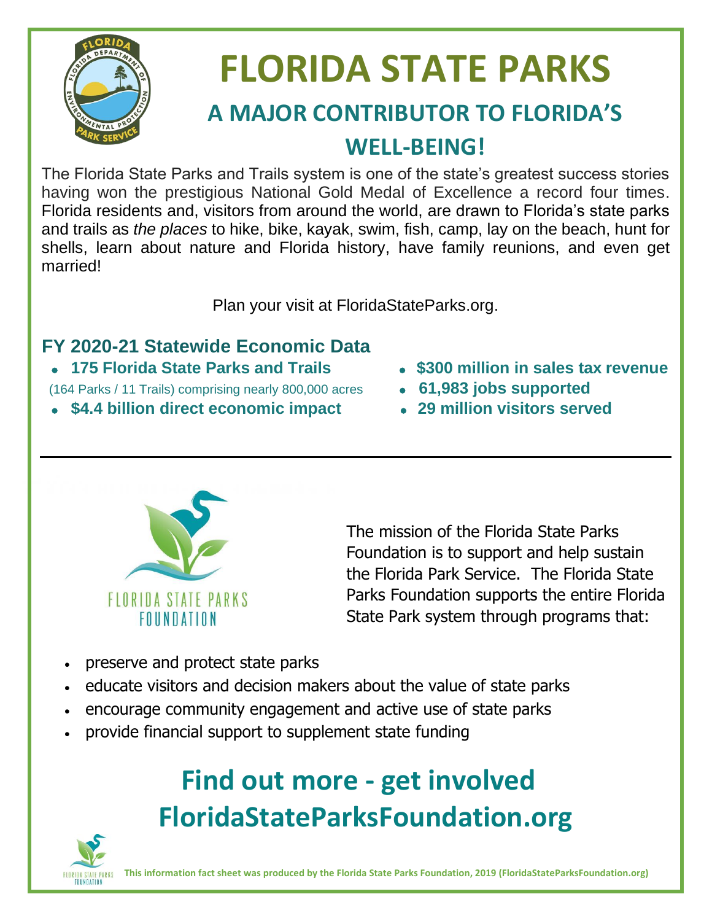# FLORIDA STATE PARKS

## A MAJOR CONTRIBUTOR TO FLORIDA'S WELL-BEING!

The Florida State Parks and Trails system is one of the state's greatest success stories having won the prestigious National Gold Medal of Excellence a record four times. Florida residents and, visitors from around the world, are drawn to Florida's state parks and trails as *the places* to hike, bike, kayak, swim, fish, camp, lay on the beach, hunt for shells, learn about nature and Florida history, have family reunions, and even get married!

Plan your visit at FloridaStateParks.org.

### FY 2020-21 Statewide Economic Data

- **175 Florida State Parks and Trails**

(164 Parks / 11 Trails) comprising nearly 800,000 acres

- **\$4.4 billion direct economic impact**
- **\$300 million in sales tax revenue**
- **61,983 jobs supported**
- **29 million visitors served**

---

FLORIDA STATE PARKS FOUNDATION

The mission of the Florida State Parks Foundation is to support and help sustain the Florida Park Service. The Florida State Parks Foundation supports the entire Florida State Park system through programs that:

- preserve and protect state parks
- educate visitors and decision makers about the value of state parks
- encourage community engagement and active use of state parks
- provide financial support to supplement state funding

## Find out more - get involved FloridaStateParksFoundation.org

**This information fact sheet was produced by the Florida State Parks Foundation, 2019 (FloridaStateParksFoundation.org)**